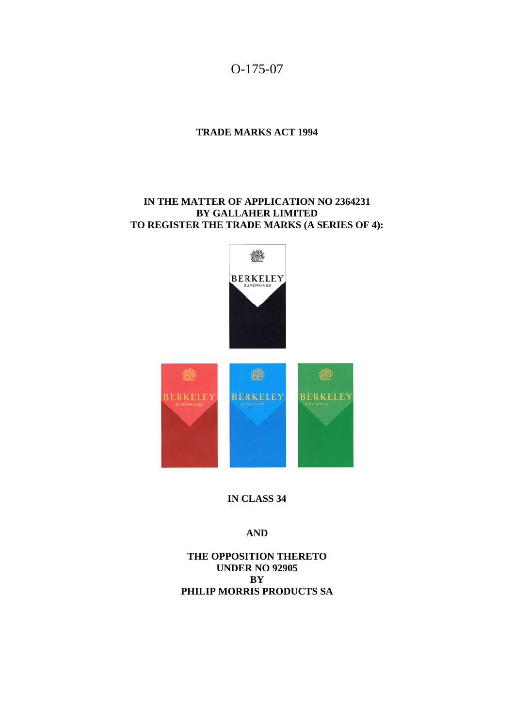O-175-07

**TRADE MARKS ACT 1994**

**IN THE MATTER OF APPLICATION NO 2364231**
**BY GALLAHER LIMITED**
**TO REGISTER THE TRADE MARKS (A SERIES OF 4):**

**IN CLASS 34**

**AND**

**THE OPPOSITION THERETO**
**UNDER NO 92905**
**BY**
**PHILIP MORRIS PRODUCTS SA**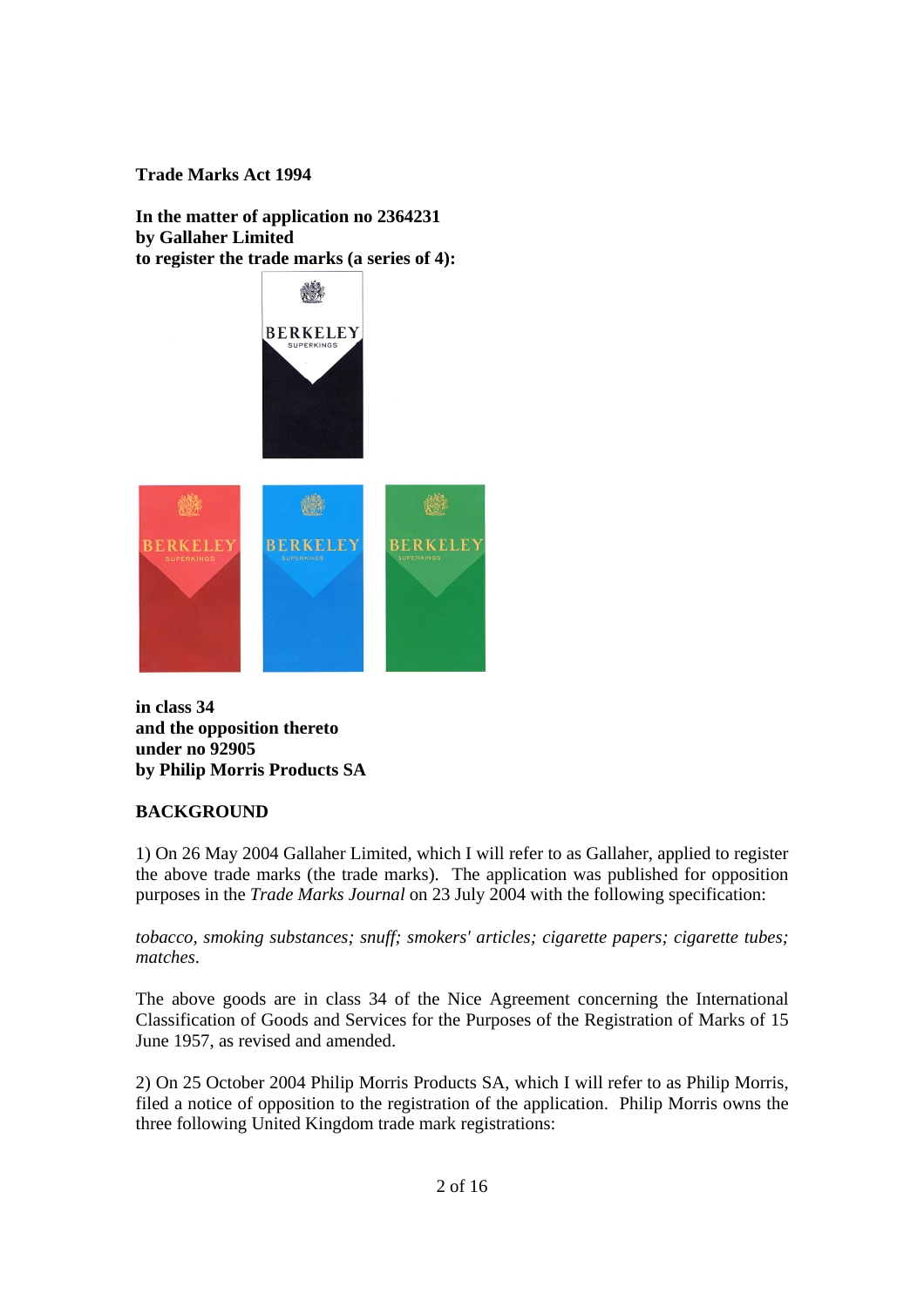**Trade Marks Act 1994**

**In the matter of application no 2364231**
**by Gallaher Limited**
**to register the trade marks (a series of 4):**

**in class 34**
**and the opposition thereto**
**under no 92905**
**by Philip Morris Products SA**

**BACKGROUND**

1) On 26 May 2004 Gallaher Limited, which I will refer to as Gallaher, applied to register the above trade marks (the trade marks). The application was published for opposition purposes in the *Trade Marks Journal* on 23 July 2004 with the following specification:

*tobacco, smoking substances; snuff; smokers' articles; cigarette papers; cigarette tubes; matches.*

The above goods are in class 34 of the Nice Agreement concerning the International Classification of Goods and Services for the Purposes of the Registration of Marks of 15 June 1957, as revised and amended.

2) On 25 October 2004 Philip Morris Products SA, which I will refer to as Philip Morris, filed a notice of opposition to the registration of the application. Philip Morris owns the three following United Kingdom trade mark registrations: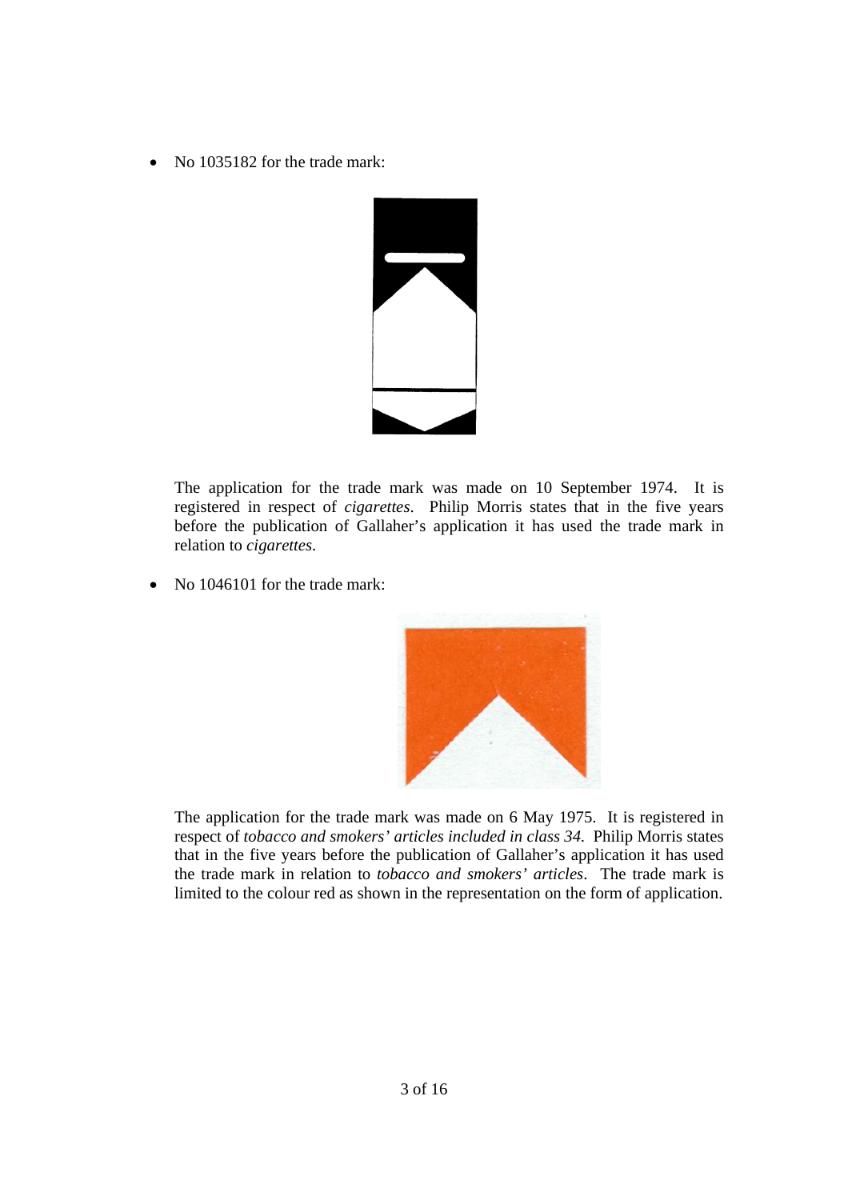- No 1035182 for the trade mark:

  The application for the trade mark was made on 10 September 1974. It is registered in respect of *cigarettes*. Philip Morris states that in the five years before the publication of Gallaher's application it has used the trade mark in relation to *cigarettes*.

- No 1046101 for the trade mark:

  The application for the trade mark was made on 6 May 1975. It is registered in respect of *tobacco and smokers' articles included in class 34.* Philip Morris states that in the five years before the publication of Gallaher's application it has used the trade mark in relation to *tobacco and smokers' articles*. The trade mark is limited to the colour red as shown in the representation on the form of application.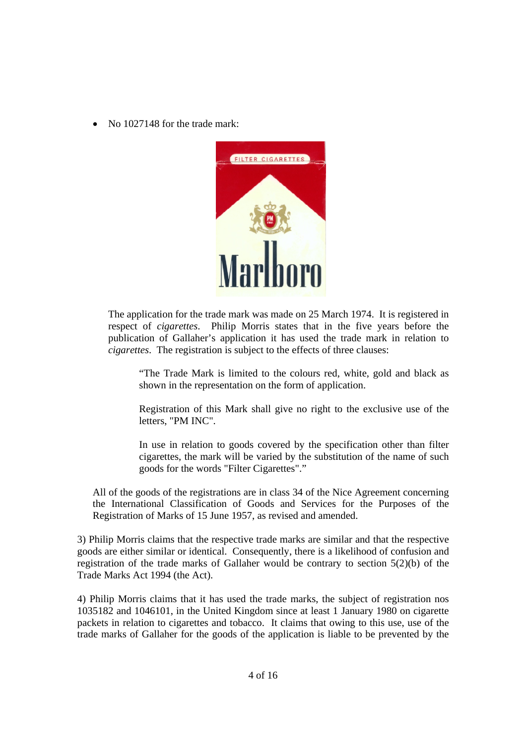- No 1027148 for the trade mark:

The application for the trade mark was made on 25 March 1974. It is registered in respect of *cigarettes*. Philip Morris states that in the five years before the publication of Gallaher's application it has used the trade mark in relation to *cigarettes*. The registration is subject to the effects of three clauses:

> "The Trade Mark is limited to the colours red, white, gold and black as shown in the representation on the form of application.
>
> Registration of this Mark shall give no right to the exclusive use of the letters, "PM INC".
>
> In use in relation to goods covered by the specification other than filter cigarettes, the mark will be varied by the substitution of the name of such goods for the words "Filter Cigarettes"."

All of the goods of the registrations are in class 34 of the Nice Agreement concerning the International Classification of Goods and Services for the Purposes of the Registration of Marks of 15 June 1957, as revised and amended.

3) Philip Morris claims that the respective trade marks are similar and that the respective goods are either similar or identical. Consequently, there is a likelihood of confusion and registration of the trade marks of Gallaher would be contrary to section 5(2)(b) of the Trade Marks Act 1994 (the Act).

4) Philip Morris claims that it has used the trade marks, the subject of registration nos 1035182 and 1046101, in the United Kingdom since at least 1 January 1980 on cigarette packets in relation to cigarettes and tobacco. It claims that owing to this use, use of the trade marks of Gallaher for the goods of the application is liable to be prevented by the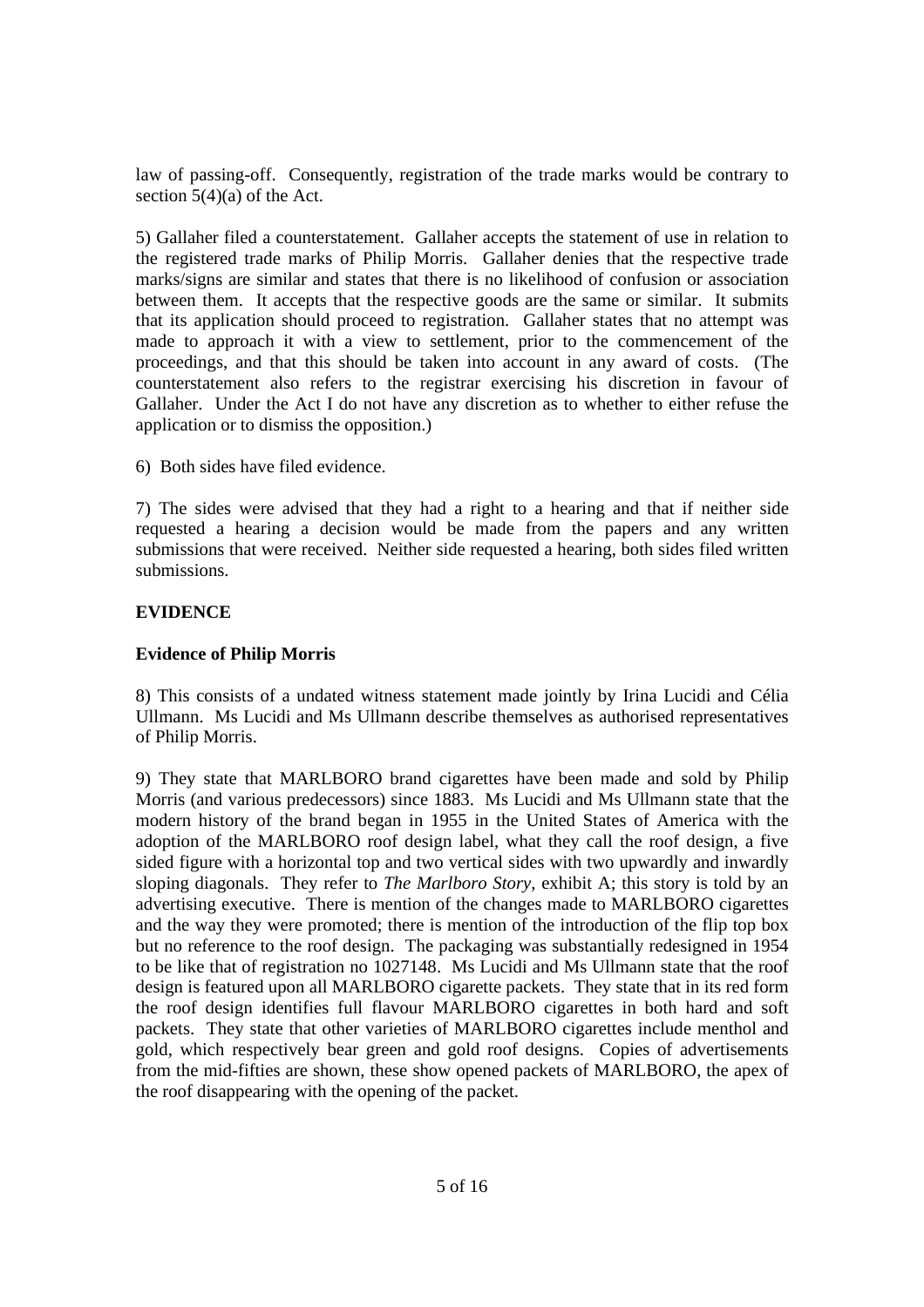law of passing-off. Consequently, registration of the trade marks would be contrary to section 5(4)(a) of the Act.

5) Gallaher filed a counterstatement. Gallaher accepts the statement of use in relation to the registered trade marks of Philip Morris. Gallaher denies that the respective trade marks/signs are similar and states that there is no likelihood of confusion or association between them. It accepts that the respective goods are the same or similar. It submits that its application should proceed to registration. Gallaher states that no attempt was made to approach it with a view to settlement, prior to the commencement of the proceedings, and that this should be taken into account in any award of costs. (The counterstatement also refers to the registrar exercising his discretion in favour of Gallaher. Under the Act I do not have any discretion as to whether to either refuse the application or to dismiss the opposition.)

6) Both sides have filed evidence.

7) The sides were advised that they had a right to a hearing and that if neither side requested a hearing a decision would be made from the papers and any written submissions that were received. Neither side requested a hearing, both sides filed written submissions.

**EVIDENCE**

**Evidence of Philip Morris**

8) This consists of a undated witness statement made jointly by Irina Lucidi and Célia Ullmann. Ms Lucidi and Ms Ullmann describe themselves as authorised representatives of Philip Morris.

9) They state that MARLBORO brand cigarettes have been made and sold by Philip Morris (and various predecessors) since 1883. Ms Lucidi and Ms Ullmann state that the modern history of the brand began in 1955 in the United States of America with the adoption of the MARLBORO roof design label, what they call the roof design, a five sided figure with a horizontal top and two vertical sides with two upwardly and inwardly sloping diagonals. They refer to *The Marlboro Story*, exhibit A; this story is told by an advertising executive. There is mention of the changes made to MARLBORO cigarettes and the way they were promoted; there is mention of the introduction of the flip top box but no reference to the roof design. The packaging was substantially redesigned in 1954 to be like that of registration no 1027148. Ms Lucidi and Ms Ullmann state that the roof design is featured upon all MARLBORO cigarette packets. They state that in its red form the roof design identifies full flavour MARLBORO cigarettes in both hard and soft packets. They state that other varieties of MARLBORO cigarettes include menthol and gold, which respectively bear green and gold roof designs. Copies of advertisements from the mid-fifties are shown, these show opened packets of MARLBORO, the apex of the roof disappearing with the opening of the packet.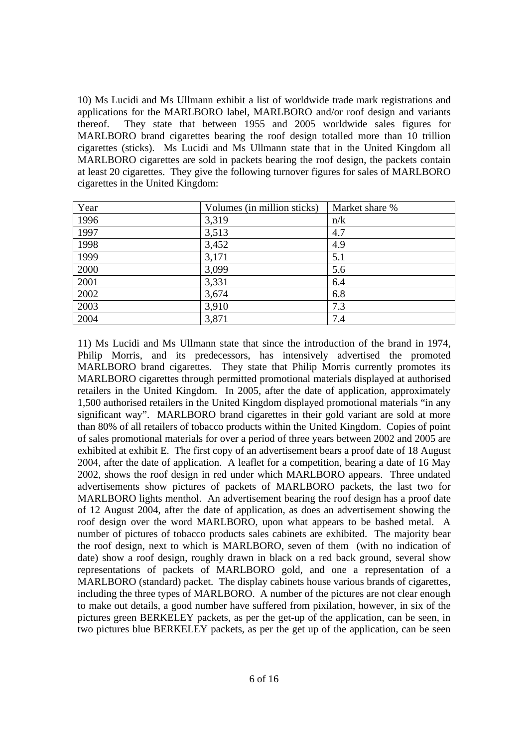10) Ms Lucidi and Ms Ullmann exhibit a list of worldwide trade mark registrations and applications for the MARLBORO label, MARLBORO and/or roof design and variants thereof. They state that between 1955 and 2005 worldwide sales figures for MARLBORO brand cigarettes bearing the roof design totalled more than 10 trillion cigarettes (sticks). Ms Lucidi and Ms Ullmann state that in the United Kingdom all MARLBORO cigarettes are sold in packets bearing the roof design, the packets contain at least 20 cigarettes. They give the following turnover figures for sales of MARLBORO cigarettes in the United Kingdom:

| Year | Volumes (in million sticks) | Market share % |
|---|---|---|
| 1996 | 3,319 | n/k |
| 1997 | 3,513 | 4.7 |
| 1998 | 3,452 | 4.9 |
| 1999 | 3,171 | 5.1 |
| 2000 | 3,099 | 5.6 |
| 2001 | 3,331 | 6.4 |
| 2002 | 3,674 | 6.8 |
| 2003 | 3,910 | 7.3 |
| 2004 | 3,871 | 7.4 |

11) Ms Lucidi and Ms Ullmann state that since the introduction of the brand in 1974, Philip Morris, and its predecessors, has intensively advertised the promoted MARLBORO brand cigarettes. They state that Philip Morris currently promotes its MARLBORO cigarettes through permitted promotional materials displayed at authorised retailers in the United Kingdom. In 2005, after the date of application, approximately 1,500 authorised retailers in the United Kingdom displayed promotional materials "in any significant way". MARLBORO brand cigarettes in their gold variant are sold at more than 80% of all retailers of tobacco products within the United Kingdom. Copies of point of sales promotional materials for over a period of three years between 2002 and 2005 are exhibited at exhibit E. The first copy of an advertisement bears a proof date of 18 August 2004, after the date of application. A leaflet for a competition, bearing a date of 16 May 2002, shows the roof design in red under which MARLBORO appears. Three undated advertisements show pictures of packets of MARLBORO packets, the last two for MARLBORO lights menthol. An advertisement bearing the roof design has a proof date of 12 August 2004, after the date of application, as does an advertisement showing the roof design over the word MARLBORO, upon what appears to be bashed metal. A number of pictures of tobacco products sales cabinets are exhibited. The majority bear the roof design, next to which is MARLBORO, seven of them (with no indication of date) show a roof design, roughly drawn in black on a red back ground, several show representations of packets of MARLBORO gold, and one a representation of a MARLBORO (standard) packet. The display cabinets house various brands of cigarettes, including the three types of MARLBORO. A number of the pictures are not clear enough to make out details, a good number have suffered from pixilation, however, in six of the pictures green BERKELEY packets, as per the get-up of the application, can be seen, in two pictures blue BERKELEY packets, as per the get up of the application, can be seen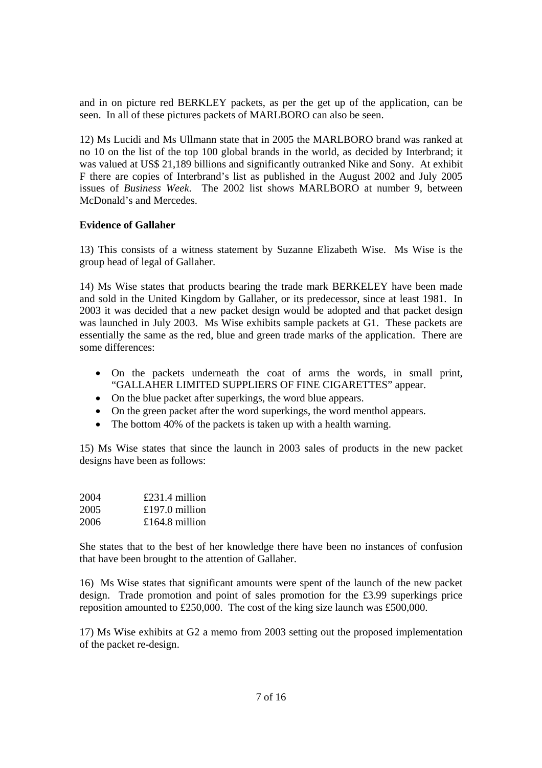and in on picture red BERKLEY packets, as per the get up of the application, can be seen. In all of these pictures packets of MARLBORO can also be seen.

12) Ms Lucidi and Ms Ullmann state that in 2005 the MARLBORO brand was ranked at no 10 on the list of the top 100 global brands in the world, as decided by Interbrand; it was valued at US$ 21,189 billions and significantly outranked Nike and Sony. At exhibit F there are copies of Interbrand's list as published in the August 2002 and July 2005 issues of *Business Week*. The 2002 list shows MARLBORO at number 9, between McDonald's and Mercedes.

**Evidence of Gallaher**

13) This consists of a witness statement by Suzanne Elizabeth Wise. Ms Wise is the group head of legal of Gallaher.

14) Ms Wise states that products bearing the trade mark BERKELEY have been made and sold in the United Kingdom by Gallaher, or its predecessor, since at least 1981. In 2003 it was decided that a new packet design would be adopted and that packet design was launched in July 2003. Ms Wise exhibits sample packets at G1. These packets are essentially the same as the red, blue and green trade marks of the application. There are some differences:

- On the packets underneath the coat of arms the words, in small print, "GALLAHER LIMITED SUPPLIERS OF FINE CIGARETTES" appear.
- On the blue packet after superkings, the word blue appears.
- On the green packet after the word superkings, the word menthol appears.
- The bottom 40% of the packets is taken up with a health warning.

15) Ms Wise states that since the launch in 2003 sales of products in the new packet designs have been as follows:

| | |
|---|---|
| 2004 | £231.4 million |
| 2005 | £197.0 million |
| 2006 | £164.8 million |

She states that to the best of her knowledge there have been no instances of confusion that have been brought to the attention of Gallaher.

16) Ms Wise states that significant amounts were spent of the launch of the new packet design. Trade promotion and point of sales promotion for the £3.99 superkings price reposition amounted to £250,000. The cost of the king size launch was £500,000.

17) Ms Wise exhibits at G2 a memo from 2003 setting out the proposed implementation of the packet re-design.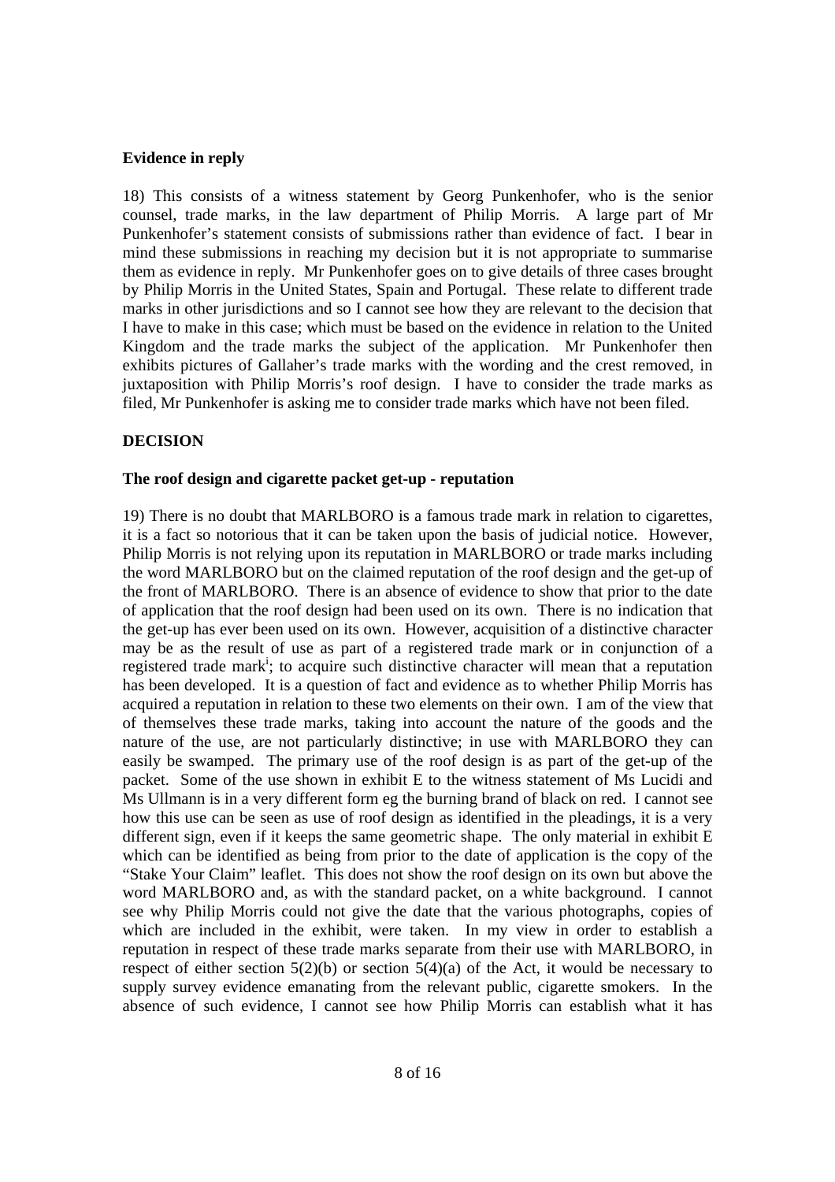**Evidence in reply**

18) This consists of a witness statement by Georg Punkenhofer, who is the senior counsel, trade marks, in the law department of Philip Morris. A large part of Mr Punkenhofer's statement consists of submissions rather than evidence of fact. I bear in mind these submissions in reaching my decision but it is not appropriate to summarise them as evidence in reply. Mr Punkenhofer goes on to give details of three cases brought by Philip Morris in the United States, Spain and Portugal. These relate to different trade marks in other jurisdictions and so I cannot see how they are relevant to the decision that I have to make in this case; which must be based on the evidence in relation to the United Kingdom and the trade marks the subject of the application. Mr Punkenhofer then exhibits pictures of Gallaher's trade marks with the wording and the crest removed, in juxtaposition with Philip Morris's roof design. I have to consider the trade marks as filed, Mr Punkenhofer is asking me to consider trade marks which have not been filed.

**DECISION**

**The roof design and cigarette packet get-up - reputation**

19) There is no doubt that MARLBORO is a famous trade mark in relation to cigarettes, it is a fact so notorious that it can be taken upon the basis of judicial notice. However, Philip Morris is not relying upon its reputation in MARLBORO or trade marks including the word MARLBORO but on the claimed reputation of the roof design and the get-up of the front of MARLBORO. There is an absence of evidence to show that prior to the date of application that the roof design had been used on its own. There is no indication that the get-up has ever been used on its own. However, acquisition of a distinctive character may be as the result of use as part of a registered trade mark or in conjunction of a registered trade mark[i]; to acquire such distinctive character will mean that a reputation has been developed. It is a question of fact and evidence as to whether Philip Morris has acquired a reputation in relation to these two elements on their own. I am of the view that of themselves these trade marks, taking into account the nature of the goods and the nature of the use, are not particularly distinctive; in use with MARLBORO they can easily be swamped. The primary use of the roof design is as part of the get-up of the packet. Some of the use shown in exhibit E to the witness statement of Ms Lucidi and Ms Ullmann is in a very different form eg the burning brand of black on red. I cannot see how this use can be seen as use of roof design as identified in the pleadings, it is a very different sign, even if it keeps the same geometric shape. The only material in exhibit E which can be identified as being from prior to the date of application is the copy of the "Stake Your Claim" leaflet. This does not show the roof design on its own but above the word MARLBORO and, as with the standard packet, on a white background. I cannot see why Philip Morris could not give the date that the various photographs, copies of which are included in the exhibit, were taken. In my view in order to establish a reputation in respect of these trade marks separate from their use with MARLBORO, in respect of either section 5(2)(b) or section 5(4)(a) of the Act, it would be necessary to supply survey evidence emanating from the relevant public, cigarette smokers. In the absence of such evidence, I cannot see how Philip Morris can establish what it has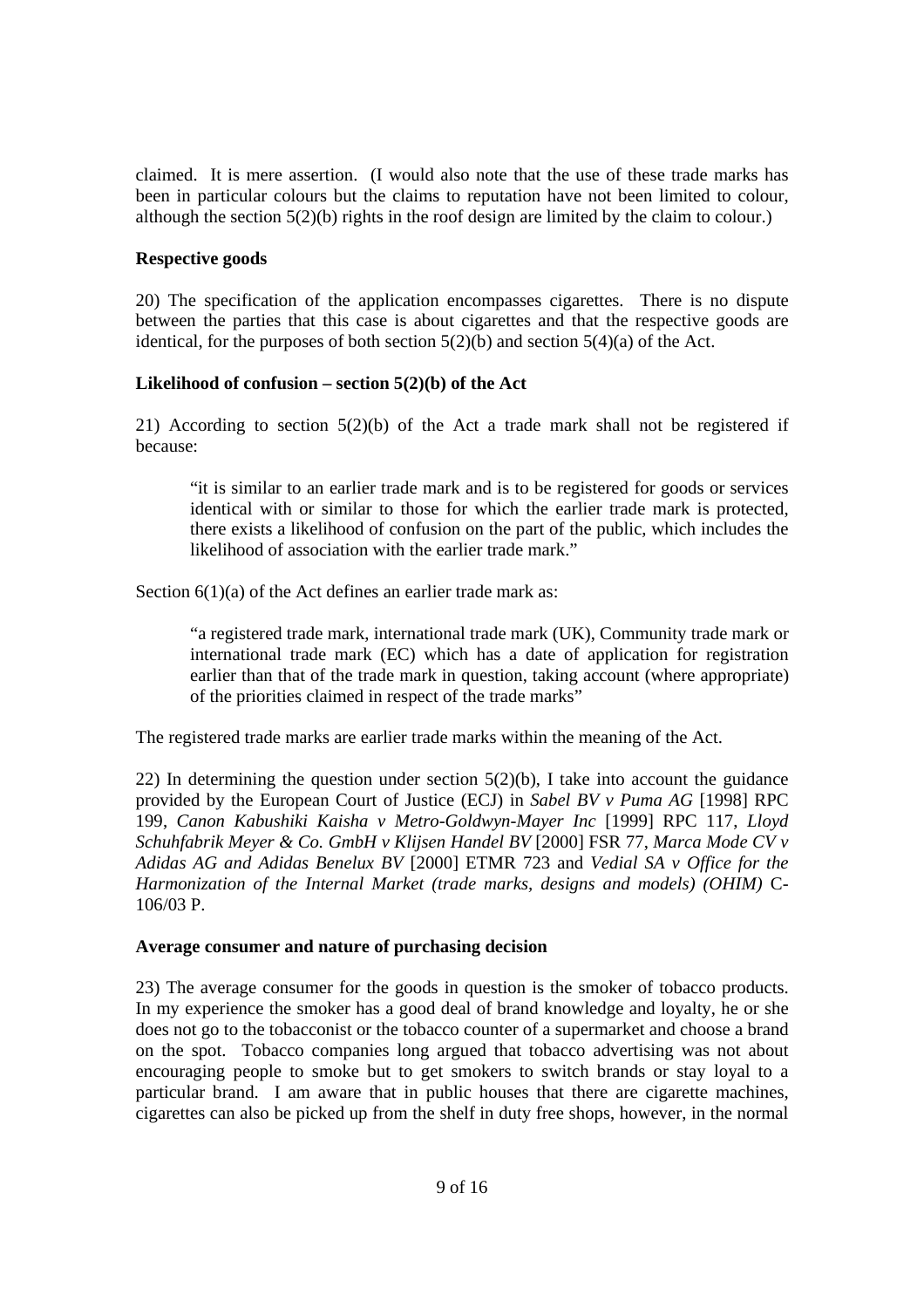claimed. It is mere assertion. (I would also note that the use of these trade marks has been in particular colours but the claims to reputation have not been limited to colour, although the section 5(2)(b) rights in the roof design are limited by the claim to colour.)

**Respective goods**

20) The specification of the application encompasses cigarettes. There is no dispute between the parties that this case is about cigarettes and that the respective goods are identical, for the purposes of both section 5(2)(b) and section 5(4)(a) of the Act.

**Likelihood of confusion – section 5(2)(b) of the Act**

21) According to section 5(2)(b) of the Act a trade mark shall not be registered if because:

> "it is similar to an earlier trade mark and is to be registered for goods or services identical with or similar to those for which the earlier trade mark is protected, there exists a likelihood of confusion on the part of the public, which includes the likelihood of association with the earlier trade mark."

Section 6(1)(a) of the Act defines an earlier trade mark as:

> "a registered trade mark, international trade mark (UK), Community trade mark or international trade mark (EC) which has a date of application for registration earlier than that of the trade mark in question, taking account (where appropriate) of the priorities claimed in respect of the trade marks"

The registered trade marks are earlier trade marks within the meaning of the Act.

22) In determining the question under section 5(2)(b), I take into account the guidance provided by the European Court of Justice (ECJ) in *Sabel BV v Puma AG* [1998] RPC 199, *Canon Kabushiki Kaisha v Metro-Goldwyn-Mayer Inc* [1999] RPC 117, *Lloyd Schuhfabrik Meyer & Co. GmbH v Klijsen Handel BV* [2000] FSR 77, *Marca Mode CV v Adidas AG and Adidas Benelux BV* [2000] ETMR 723 and *Vedial SA v Office for the Harmonization of the Internal Market (trade marks, designs and models) (OHIM)* C-106/03 P.

**Average consumer and nature of purchasing decision**

23) The average consumer for the goods in question is the smoker of tobacco products. In my experience the smoker has a good deal of brand knowledge and loyalty, he or she does not go to the tobacconist or the tobacco counter of a supermarket and choose a brand on the spot. Tobacco companies long argued that tobacco advertising was not about encouraging people to smoke but to get smokers to switch brands or stay loyal to a particular brand. I am aware that in public houses that there are cigarette machines, cigarettes can also be picked up from the shelf in duty free shops, however, in the normal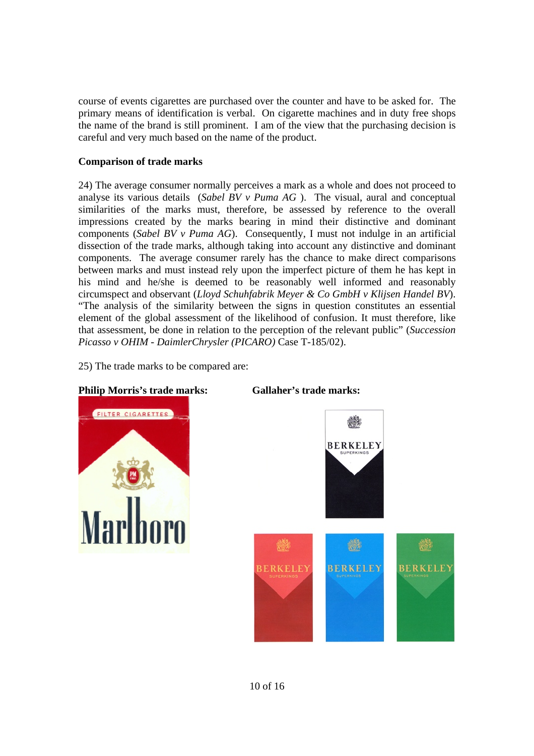course of events cigarettes are purchased over the counter and have to be asked for. The primary means of identification is verbal. On cigarette machines and in duty free shops the name of the brand is still prominent. I am of the view that the purchasing decision is careful and very much based on the name of the product.

**Comparison of trade marks**

24) The average consumer normally perceives a mark as a whole and does not proceed to analyse its various details (*Sabel BV v Puma AG* ). The visual, aural and conceptual similarities of the marks must, therefore, be assessed by reference to the overall impressions created by the marks bearing in mind their distinctive and dominant components (*Sabel BV v Puma AG*). Consequently, I must not indulge in an artificial dissection of the trade marks, although taking into account any distinctive and dominant components. The average consumer rarely has the chance to make direct comparisons between marks and must instead rely upon the imperfect picture of them he has kept in his mind and he/she is deemed to be reasonably well informed and reasonably circumspect and observant (*Lloyd Schuhfabrik Meyer & Co GmbH v Klijsen Handel BV*). "The analysis of the similarity between the signs in question constitutes an essential element of the global assessment of the likelihood of confusion. It must therefore, like that assessment, be done in relation to the perception of the relevant public" (*Succession Picasso v OHIM - DaimlerChrysler (PICARO)* Case T-185/02).

25) The trade marks to be compared are:

**Philip Morris's trade marks:** 

**Gallaher's trade marks:**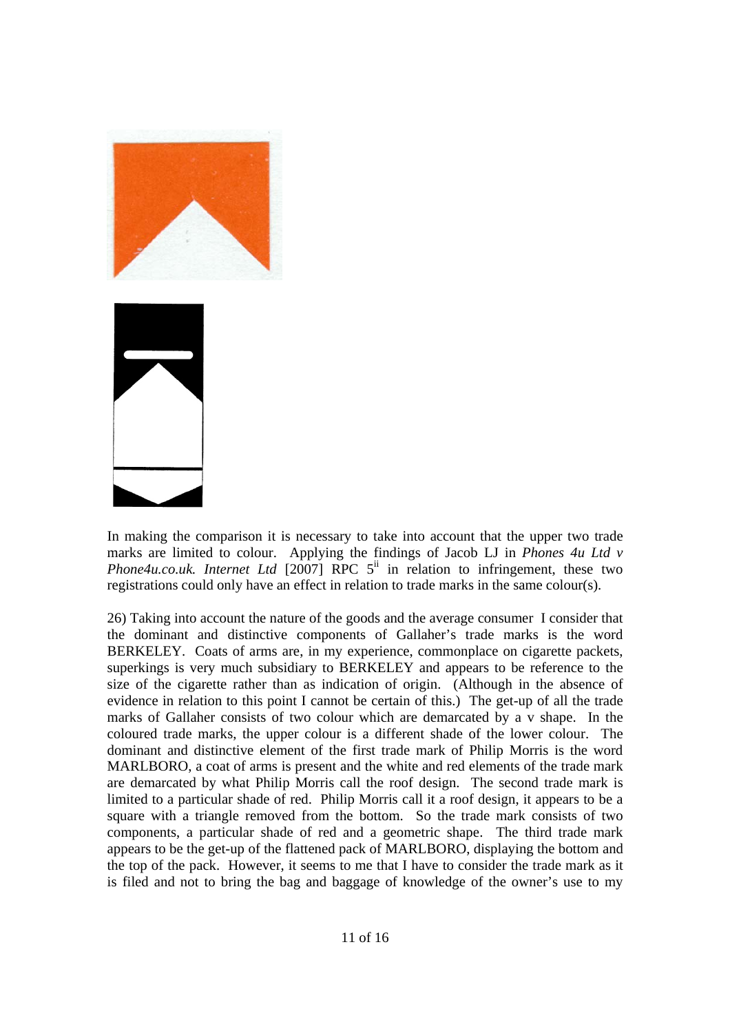In making the comparison it is necessary to take into account that the upper two trade marks are limited to colour. Applying the findings of Jacob LJ in *Phones 4u Ltd v Phone4u.co.uk. Internet Ltd* [2007] RPC 5[ii] in relation to infringement, these two registrations could only have an effect in relation to trade marks in the same colour(s).

26) Taking into account the nature of the goods and the average consumer I consider that the dominant and distinctive components of Gallaher's trade marks is the word BERKELEY. Coats of arms are, in my experience, commonplace on cigarette packets, superkings is very much subsidiary to BERKELEY and appears to be reference to the size of the cigarette rather than as indication of origin. (Although in the absence of evidence in relation to this point I cannot be certain of this.) The get-up of all the trade marks of Gallaher consists of two colour which are demarcated by a v shape. In the coloured trade marks, the upper colour is a different shade of the lower colour. The dominant and distinctive element of the first trade mark of Philip Morris is the word MARLBORO, a coat of arms is present and the white and red elements of the trade mark are demarcated by what Philip Morris call the roof design. The second trade mark is limited to a particular shade of red. Philip Morris call it a roof design, it appears to be a square with a triangle removed from the bottom. So the trade mark consists of two components, a particular shade of red and a geometric shape. The third trade mark appears to be the get-up of the flattened pack of MARLBORO, displaying the bottom and the top of the pack. However, it seems to me that I have to consider the trade mark as it is filed and not to bring the bag and baggage of knowledge of the owner's use to my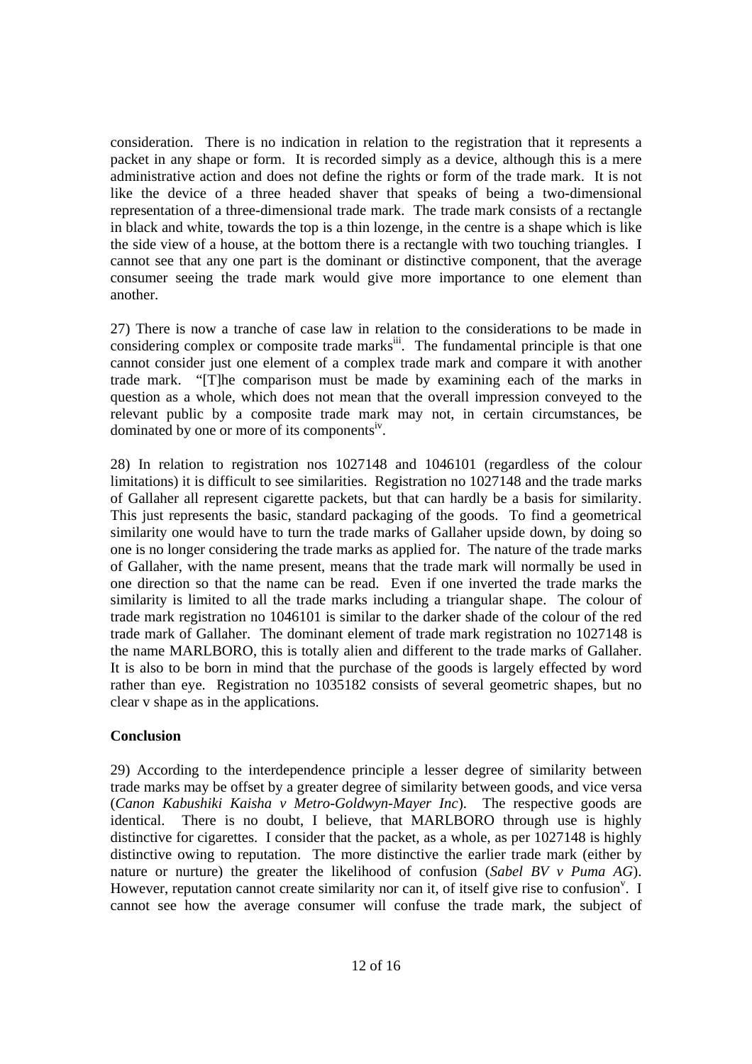consideration. There is no indication in relation to the registration that it represents a packet in any shape or form. It is recorded simply as a device, although this is a mere administrative action and does not define the rights or form of the trade mark. It is not like the device of a three headed shaver that speaks of being a two-dimensional representation of a three-dimensional trade mark. The trade mark consists of a rectangle in black and white, towards the top is a thin lozenge, in the centre is a shape which is like the side view of a house, at the bottom there is a rectangle with two touching triangles. I cannot see that any one part is the dominant or distinctive component, that the average consumer seeing the trade mark would give more importance to one element than another.

27) There is now a tranche of case law in relation to the considerations to be made in considering complex or composite trade marks[iii]. The fundamental principle is that one cannot consider just one element of a complex trade mark and compare it with another trade mark. "[T]he comparison must be made by examining each of the marks in question as a whole, which does not mean that the overall impression conveyed to the relevant public by a composite trade mark may not, in certain circumstances, be dominated by one or more of its components[iv].

28) In relation to registration nos 1027148 and 1046101 (regardless of the colour limitations) it is difficult to see similarities. Registration no 1027148 and the trade marks of Gallaher all represent cigarette packets, but that can hardly be a basis for similarity. This just represents the basic, standard packaging of the goods. To find a geometrical similarity one would have to turn the trade marks of Gallaher upside down, by doing so one is no longer considering the trade marks as applied for. The nature of the trade marks of Gallaher, with the name present, means that the trade mark will normally be used in one direction so that the name can be read. Even if one inverted the trade marks the similarity is limited to all the trade marks including a triangular shape. The colour of trade mark registration no 1046101 is similar to the darker shade of the colour of the red trade mark of Gallaher. The dominant element of trade mark registration no 1027148 is the name MARLBORO, this is totally alien and different to the trade marks of Gallaher. It is also to be born in mind that the purchase of the goods is largely effected by word rather than eye. Registration no 1035182 consists of several geometric shapes, but no clear v shape as in the applications.

**Conclusion**

29) According to the interdependence principle a lesser degree of similarity between trade marks may be offset by a greater degree of similarity between goods, and vice versa (*Canon Kabushiki Kaisha v Metro-Goldwyn-Mayer Inc*). The respective goods are identical. There is no doubt, I believe, that MARLBORO through use is highly distinctive for cigarettes. I consider that the packet, as a whole, as per 1027148 is highly distinctive owing to reputation. The more distinctive the earlier trade mark (either by nature or nurture) the greater the likelihood of confusion (*Sabel BV v Puma AG*). However, reputation cannot create similarity nor can it, of itself give rise to confusion[v]. I cannot see how the average consumer will confuse the trade mark, the subject of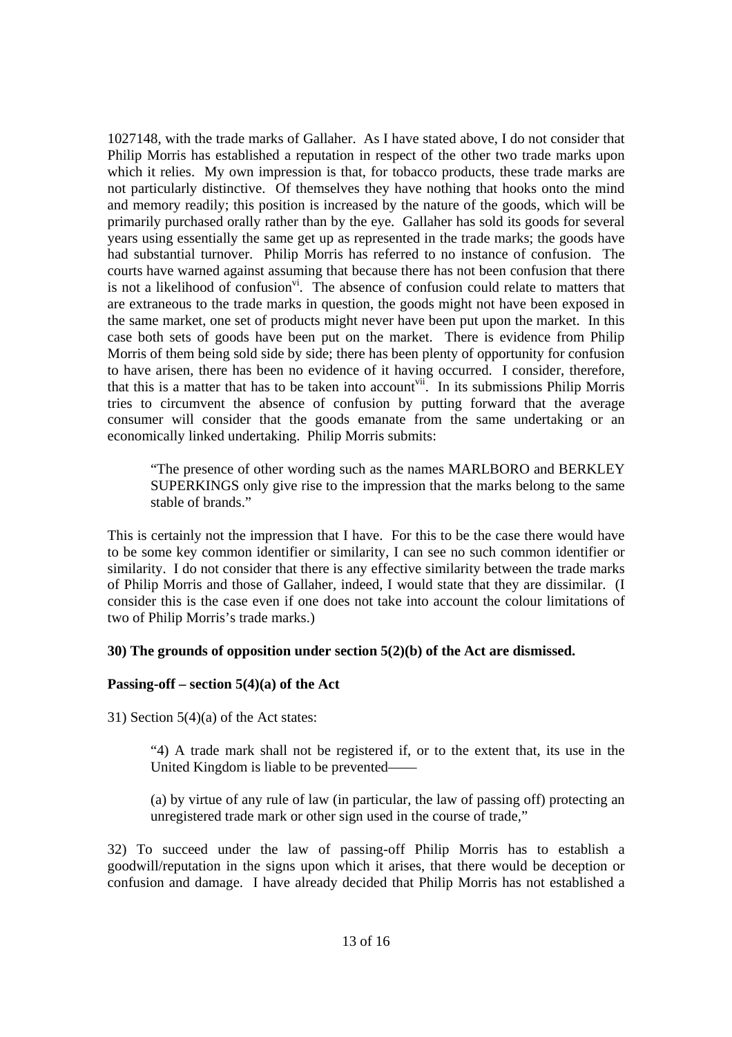1027148, with the trade marks of Gallaher. As I have stated above, I do not consider that Philip Morris has established a reputation in respect of the other two trade marks upon which it relies. My own impression is that, for tobacco products, these trade marks are not particularly distinctive. Of themselves they have nothing that hooks onto the mind and memory readily; this position is increased by the nature of the goods, which will be primarily purchased orally rather than by the eye. Gallaher has sold its goods for several years using essentially the same get up as represented in the trade marks; the goods have had substantial turnover. Philip Morris has referred to no instance of confusion. The courts have warned against assuming that because there has not been confusion that there is not a likelihood of confusion[vi]. The absence of confusion could relate to matters that are extraneous to the trade marks in question, the goods might not have been exposed in the same market, one set of products might never have been put upon the market. In this case both sets of goods have been put on the market. There is evidence from Philip Morris of them being sold side by side; there has been plenty of opportunity for confusion to have arisen, there has been no evidence of it having occurred. I consider, therefore, that this is a matter that has to be taken into account[vii]. In its submissions Philip Morris tries to circumvent the absence of confusion by putting forward that the average consumer will consider that the goods emanate from the same undertaking or an economically linked undertaking. Philip Morris submits:

> "The presence of other wording such as the names MARLBORO and BERKLEY SUPERKINGS only give rise to the impression that the marks belong to the same stable of brands."

This is certainly not the impression that I have. For this to be the case there would have to be some key common identifier or similarity, I can see no such common identifier or similarity. I do not consider that there is any effective similarity between the trade marks of Philip Morris and those of Gallaher, indeed, I would state that they are dissimilar. (I consider this is the case even if one does not take into account the colour limitations of two of Philip Morris's trade marks.)

**30) The grounds of opposition under section 5(2)(b) of the Act are dismissed.**

**Passing-off – section 5(4)(a) of the Act**

31) Section 5(4)(a) of the Act states:

> "4) A trade mark shall not be registered if, or to the extent that, its use in the United Kingdom is liable to be prevented——
>
> (a) by virtue of any rule of law (in particular, the law of passing off) protecting an unregistered trade mark or other sign used in the course of trade,"

32) To succeed under the law of passing-off Philip Morris has to establish a goodwill/reputation in the signs upon which it arises, that there would be deception or confusion and damage. I have already decided that Philip Morris has not established a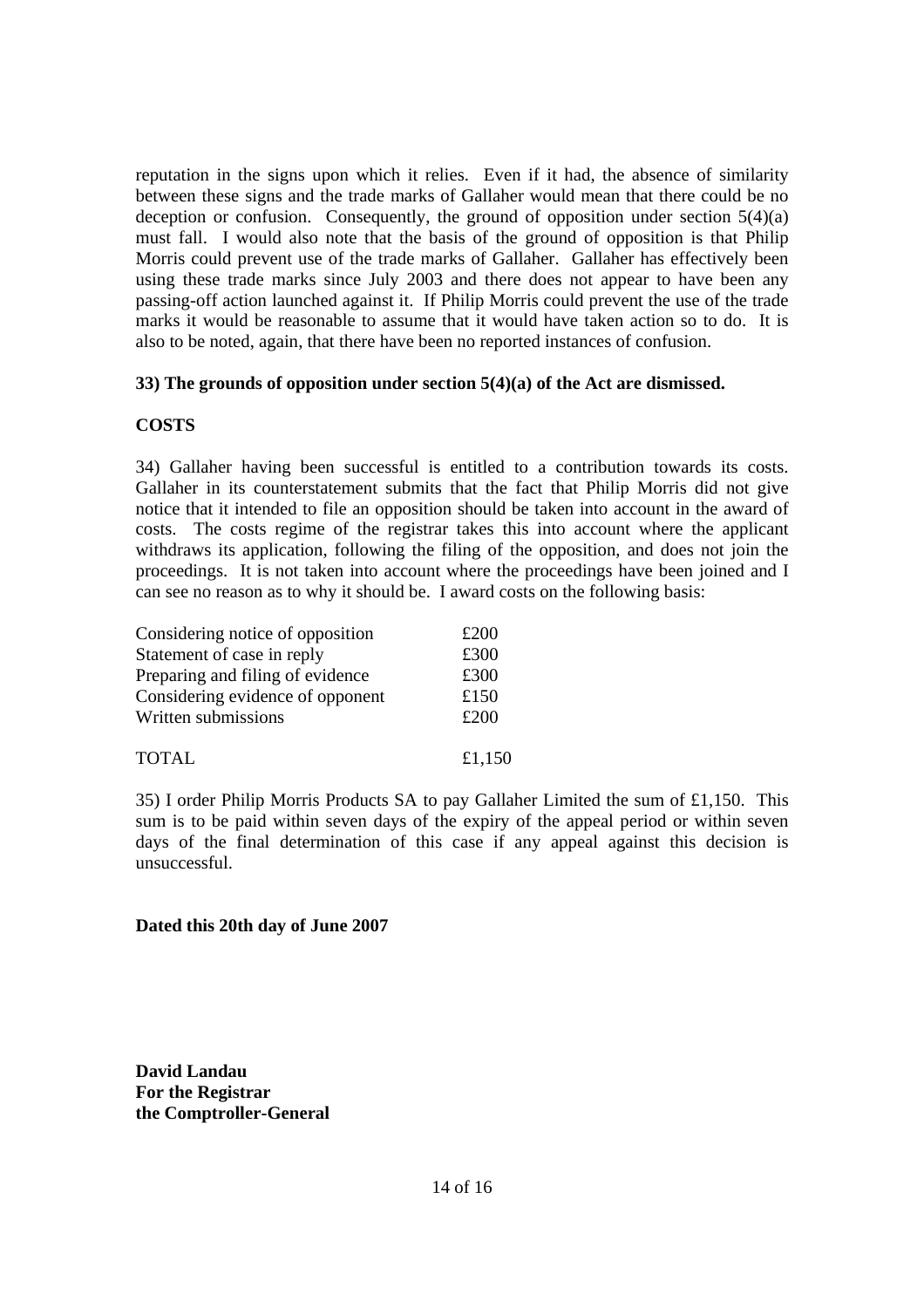reputation in the signs upon which it relies. Even if it had, the absence of similarity between these signs and the trade marks of Gallaher would mean that there could be no deception or confusion. Consequently, the ground of opposition under section 5(4)(a) must fall. I would also note that the basis of the ground of opposition is that Philip Morris could prevent use of the trade marks of Gallaher. Gallaher has effectively been using these trade marks since July 2003 and there does not appear to have been any passing-off action launched against it. If Philip Morris could prevent the use of the trade marks it would be reasonable to assume that it would have taken action so to do. It is also to be noted, again, that there have been no reported instances of confusion.

**33) The grounds of opposition under section 5(4)(a) of the Act are dismissed.**

**COSTS**

34) Gallaher having been successful is entitled to a contribution towards its costs. Gallaher in its counterstatement submits that the fact that Philip Morris did not give notice that it intended to file an opposition should be taken into account in the award of costs. The costs regime of the registrar takes this into account where the applicant withdraws its application, following the filing of the opposition, and does not join the proceedings. It is not taken into account where the proceedings have been joined and I can see no reason as to why it should be. I award costs on the following basis:

| | |
|---|---|
| Considering notice of opposition | £200 |
| Statement of case in reply | £300 |
| Preparing and filing of evidence | £300 |
| Considering evidence of opponent | £150 |
| Written submissions | £200 |
| TOTAL | £1,150 |

35) I order Philip Morris Products SA to pay Gallaher Limited the sum of £1,150. This sum is to be paid within seven days of the expiry of the appeal period or within seven days of the final determination of this case if any appeal against this decision is unsuccessful.

**Dated this 20th day of June 2007**

**David Landau**
**For the Registrar**
**the Comptroller-General**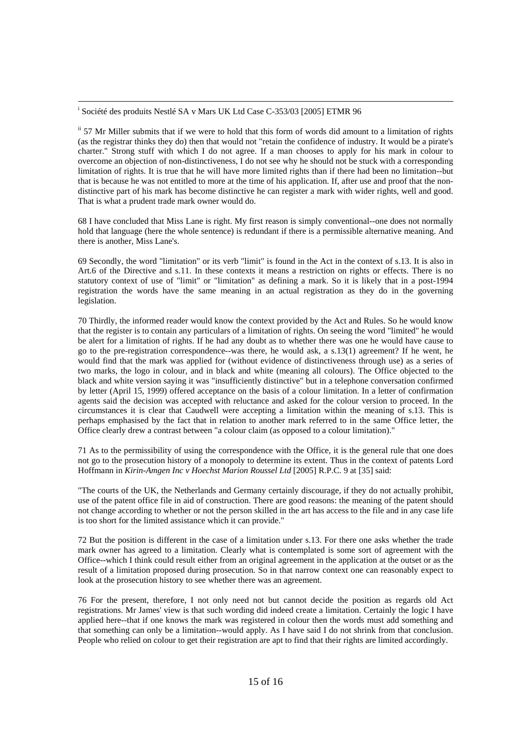[i] Société des produits Nestlé SA v Mars UK Ltd Case C-353/03 [2005] ETMR 96

[ii] 57 Mr Miller submits that if we were to hold that this form of words did amount to a limitation of rights (as the registrar thinks they do) then that would not "retain the confidence of industry. It would be a pirate's charter." Strong stuff with which I do not agree. If a man chooses to apply for his mark in colour to overcome an objection of non-distinctiveness, I do not see why he should not be stuck with a corresponding limitation of rights. It is true that he will have more limited rights than if there had been no limitation--but that is because he was not entitled to more at the time of his application. If, after use and proof that the non-distinctive part of his mark has become distinctive he can register a mark with wider rights, well and good. That is what a prudent trade mark owner would do.

68 I have concluded that Miss Lane is right. My first reason is simply conventional--one does not normally hold that language (here the whole sentence) is redundant if there is a permissible alternative meaning. And there is another, Miss Lane's.

69 Secondly, the word "limitation" or its verb "limit" is found in the Act in the context of s.13. It is also in Art.6 of the Directive and s.11. In these contexts it means a restriction on rights or effects. There is no statutory context of use of "limit" or "limitation" as defining a mark. So it is likely that in a post-1994 registration the words have the same meaning in an actual registration as they do in the governing legislation.

70 Thirdly, the informed reader would know the context provided by the Act and Rules. So he would know that the register is to contain any particulars of a limitation of rights. On seeing the word "limited" he would be alert for a limitation of rights. If he had any doubt as to whether there was one he would have cause to go to the pre-registration correspondence--was there, he would ask, a s.13(1) agreement? If he went, he would find that the mark was applied for (without evidence of distinctiveness through use) as a series of two marks, the logo in colour, and in black and white (meaning all colours). The Office objected to the black and white version saying it was "insufficiently distinctive" but in a telephone conversation confirmed by letter (April 15, 1999) offered acceptance on the basis of a colour limitation. In a letter of confirmation agents said the decision was accepted with reluctance and asked for the colour version to proceed. In the circumstances it is clear that Caudwell were accepting a limitation within the meaning of s.13. This is perhaps emphasised by the fact that in relation to another mark referred to in the same Office letter, the Office clearly drew a contrast between "a colour claim (as opposed to a colour limitation)."

71 As to the permissibility of using the correspondence with the Office, it is the general rule that one does not go to the prosecution history of a monopoly to determine its extent. Thus in the context of patents Lord Hoffmann in *Kirin-Amgen Inc v Hoechst Marion Roussel Ltd* [2005] R.P.C. 9 at [35] said:

"The courts of the UK, the Netherlands and Germany certainly discourage, if they do not actually prohibit, use of the patent office file in aid of construction. There are good reasons: the meaning of the patent should not change according to whether or not the person skilled in the art has access to the file and in any case life is too short for the limited assistance which it can provide."

72 But the position is different in the case of a limitation under s.13. For there one asks whether the trade mark owner has agreed to a limitation. Clearly what is contemplated is some sort of agreement with the Office--which I think could result either from an original agreement in the application at the outset or as the result of a limitation proposed during prosecution. So in that narrow context one can reasonably expect to look at the prosecution history to see whether there was an agreement.

76 For the present, therefore, I not only need not but cannot decide the position as regards old Act registrations. Mr James' view is that such wording did indeed create a limitation. Certainly the logic I have applied here--that if one knows the mark was registered in colour then the words must add something and that something can only be a limitation--would apply. As I have said I do not shrink from that conclusion. People who relied on colour to get their registration are apt to find that their rights are limited accordingly.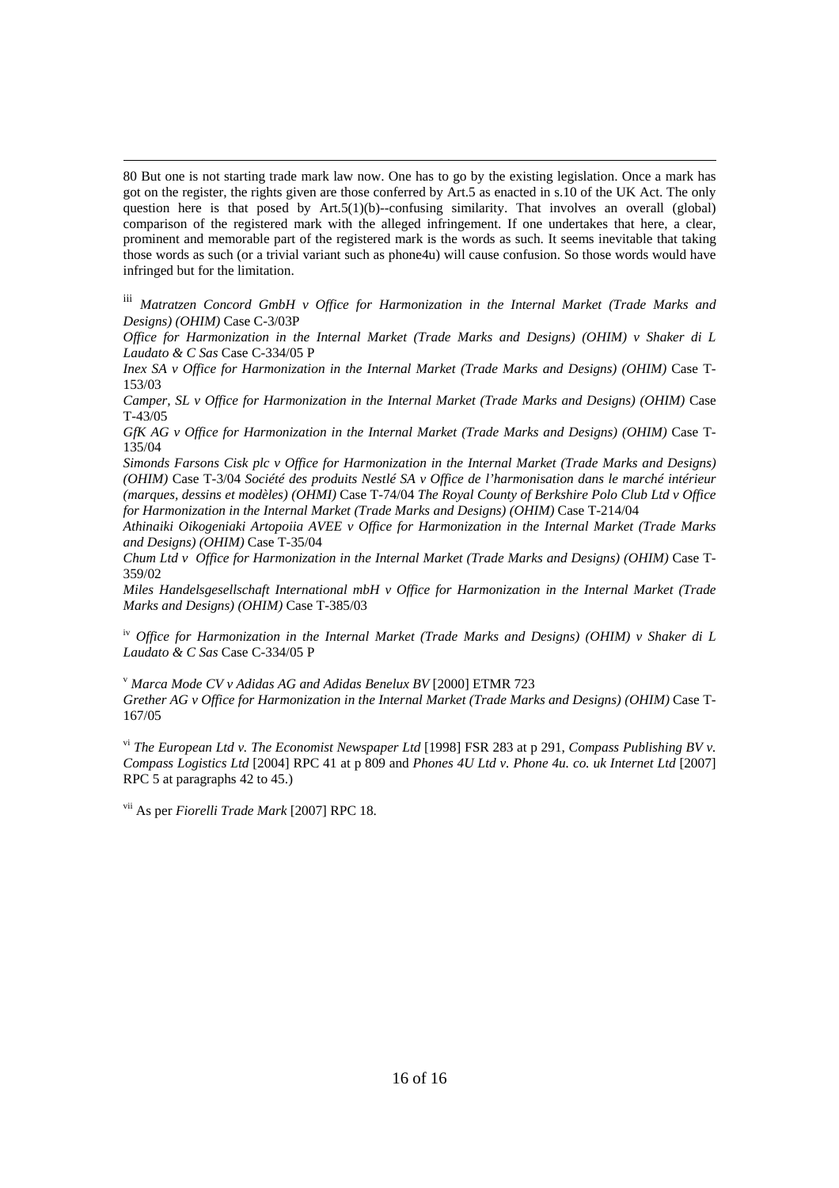80 But one is not starting trade mark law now. One has to go by the existing legislation. Once a mark has got on the register, the rights given are those conferred by Art.5 as enacted in s.10 of the UK Act. The only question here is that posed by Art.5(1)(b)--confusing similarity. That involves an overall (global) comparison of the registered mark with the alleged infringement. If one undertakes that here, a clear, prominent and memorable part of the registered mark is the words as such. It seems inevitable that taking those words as such (or a trivial variant such as phone4u) will cause confusion. So those words would have infringed but for the limitation.

[iii] *Matratzen Concord GmbH v Office for Harmonization in the Internal Market (Trade Marks and Designs) (OHIM)* Case C-3/03P

*Office for Harmonization in the Internal Market (Trade Marks and Designs) (OHIM) v Shaker di L Laudato & C Sas* Case C-334/05 P

*Inex SA v Office for Harmonization in the Internal Market (Trade Marks and Designs) (OHIM)* Case T-153/03

*Camper, SL v Office for Harmonization in the Internal Market (Trade Marks and Designs) (OHIM)* Case T-43/05

*GfK AG v Office for Harmonization in the Internal Market (Trade Marks and Designs) (OHIM)* Case T-135/04

*Simonds Farsons Cisk plc v Office for Harmonization in the Internal Market (Trade Marks and Designs) (OHIM)* Case T-3/04 *Société des produits Nestlé SA v Office de l'harmonisation dans le marché intérieur (marques, dessins et modèles) (OHMI)* Case T-74/04 *The Royal County of Berkshire Polo Club Ltd v Office for Harmonization in the Internal Market (Trade Marks and Designs) (OHIM)* Case T-214/04

*Athinaiki Oikogeniaki Artopoiia AVEE v Office for Harmonization in the Internal Market (Trade Marks and Designs) (OHIM)* Case T-35/04

*Chum Ltd v Office for Harmonization in the Internal Market (Trade Marks and Designs) (OHIM)* Case T-359/02

*Miles Handelsgesellschaft International mbH v Office for Harmonization in the Internal Market (Trade Marks and Designs) (OHIM)* Case T-385/03

[iv] *Office for Harmonization in the Internal Market (Trade Marks and Designs) (OHIM) v Shaker di L Laudato & C Sas* Case C-334/05 P

[v] *Marca Mode CV v Adidas AG and Adidas Benelux BV* [2000] ETMR 723

*Grether AG v Office for Harmonization in the Internal Market (Trade Marks and Designs) (OHIM)* Case T-167/05

[vi] *The European Ltd v. The Economist Newspaper Ltd* [1998] FSR 283 at p 291, *Compass Publishing BV v. Compass Logistics Ltd* [2004] RPC 41 at p 809 and *Phones 4U Ltd v. Phone 4u. co. uk Internet Ltd* [2007] RPC 5 at paragraphs 42 to 45.)

[vii] As per *Fiorelli Trade Mark* [2007] RPC 18.